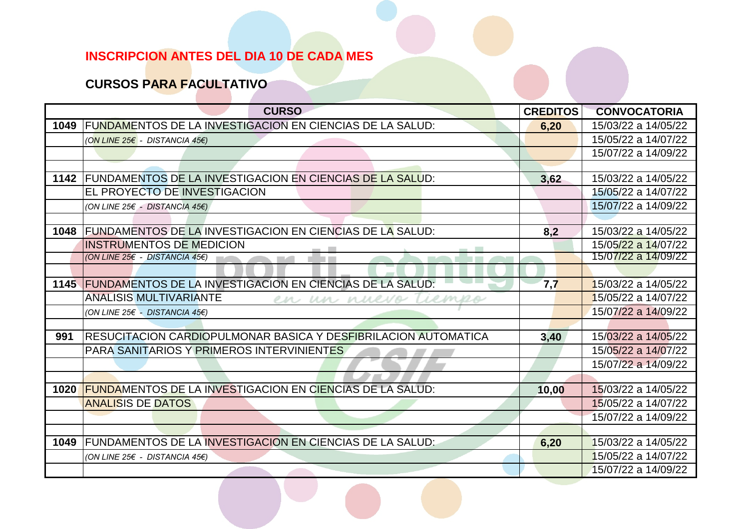**INSCRIPCION ANTES DEL DIA 10 DE CADA MES**

**CURSOS PARA FACULTATIVO**

| | CURSO | CREDITOS | CONVOCATORIA |
|---|---|---|---|
| 1049 | FUNDAMENTOS DE LA INVESTIGACION EN CIENCIAS DE LA SALUD: | 6,20 | 15/03/22 a 14/05/22 |
| | *(ON LINE 25€ - DISTANCIA 45€)* | | 15/05/22 a 14/07/22 |
| | | | 15/07/22 a 14/09/22 |
| | | | |
| 1142 | FUNDAMENTOS DE LA INVESTIGACION EN CIENCIAS DE LA SALUD: | 3,62 | 15/03/22 a 14/05/22 |
| | EL PROYECTO DE INVESTIGACION | | 15/05/22 a 14/07/22 |
| | *(ON LINE 25€ - DISTANCIA 45€)* | | 15/07/22 a 14/09/22 |
| | | | |
| 1048 | FUNDAMENTOS DE LA INVESTIGACION EN CIENCIAS DE LA SALUD: | 8,2 | 15/03/22 a 14/05/22 |
| | INSTRUMENTOS DE MEDICION | | 15/05/22 a 14/07/22 |
| | *(ON LINE 25€ - DISTANCIA 45€)* | | 15/07/22 a 14/09/22 |
| | | | |
| 1145 | FUNDAMENTOS DE LA INVESTIGACION EN CIENCIAS DE LA SALUD: | 7,7 | 15/03/22 a 14/05/22 |
| | ANALISIS MULTIVARIANTE | | 15/05/22 a 14/07/22 |
| | *(ON LINE 25€ - DISTANCIA 45€)* | | 15/07/22 a 14/09/22 |
| | | | |
| 991 | RESUCITACION CARDIOPULMONAR BASICA Y DESFIBRILACION AUTOMATICA | 3,40 | 15/03/22 a 14/05/22 |
| | PARA SANITARIOS Y PRIMEROS INTERVINIENTES | | 15/05/22 a 14/07/22 |
| | | | 15/07/22 a 14/09/22 |
| | | | |
| 1020 | FUNDAMENTOS DE LA INVESTIGACION EN CIENCIAS DE LA SALUD: | 10,00 | 15/03/22 a 14/05/22 |
| | ANALISIS DE DATOS | | 15/05/22 a 14/07/22 |
| | | | 15/07/22 a 14/09/22 |
| | | | |
| 1049 | FUNDAMENTOS DE LA INVESTIGACION EN CIENCIAS DE LA SALUD: | 6,20 | 15/03/22 a 14/05/22 |
| | *(ON LINE 25€ - DISTANCIA 45€)* | | 15/05/22 a 14/07/22 |
| | | | 15/07/22 a 14/09/22 |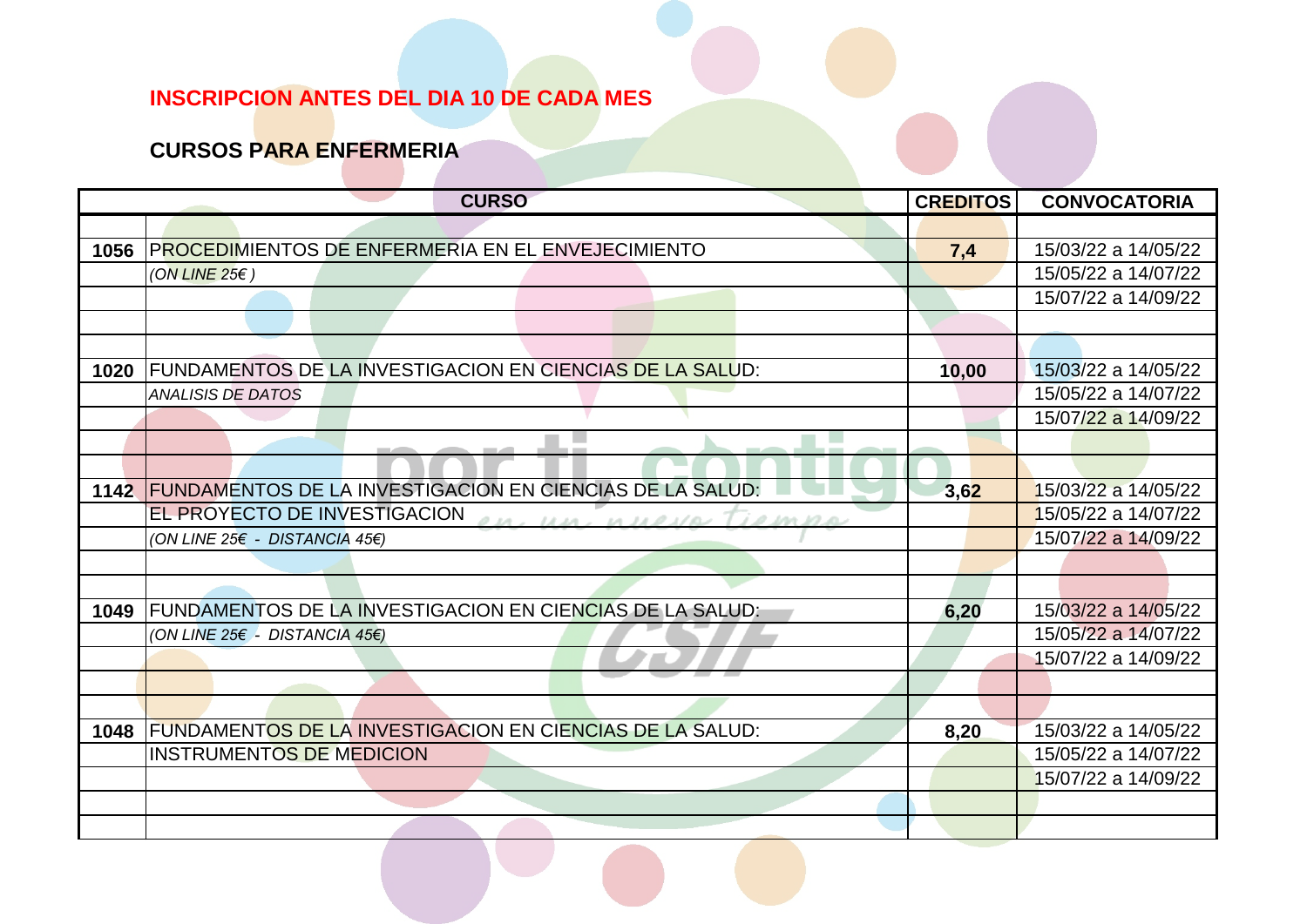**INSCRIPCION ANTES DEL DIA 10 DE CADA MES**

**CURSOS PARA ENFERMERIA**

| | CURSO | CREDITOS | CONVOCATORIA |
|---|---|---|---|
| | | | |
| **1056** | PROCEDIMIENTOS DE ENFERMERIA EN EL ENVEJECIMIENTO | **7,4** | 15/03/22 a 14/05/22 |
| | *(ON LINE 25€ )* | | 15/05/22 a 14/07/22 |
| | | | 15/07/22 a 14/09/22 |
| | | | |
| | | | |
| **1020** | FUNDAMENTOS DE LA INVESTIGACION EN CIENCIAS DE LA SALUD: | **10,00** | 15/03/22 a 14/05/22 |
| | *ANALISIS DE DATOS* | | 15/05/22 a 14/07/22 |
| | | | 15/07/22 a 14/09/22 |
| | | | |
| | | | |
| **1142** | FUNDAMENTOS DE LA INVESTIGACION EN CIENCIAS DE LA SALUD: | **3,62** | 15/03/22 a 14/05/22 |
| | EL PROYECTO DE INVESTIGACION | | 15/05/22 a 14/07/22 |
| | *(ON LINE 25€ - DISTANCIA 45€)* | | 15/07/22 a 14/09/22 |
| | | | |
| | | | |
| **1049** | FUNDAMENTOS DE LA INVESTIGACION EN CIENCIAS DE LA SALUD: | **6,20** | 15/03/22 a 14/05/22 |
| | *(ON LINE 25€ - DISTANCIA 45€)* | | 15/05/22 a 14/07/22 |
| | | | 15/07/22 a 14/09/22 |
| | | | |
| | | | |
| **1048** | FUNDAMENTOS DE LA INVESTIGACION EN CIENCIAS DE LA SALUD: | **8,20** | 15/03/22 a 14/05/22 |
| | INSTRUMENTOS DE MEDICION | | 15/05/22 a 14/07/22 |
| | | | 15/07/22 a 14/09/22 |
| | | | |
| | | | |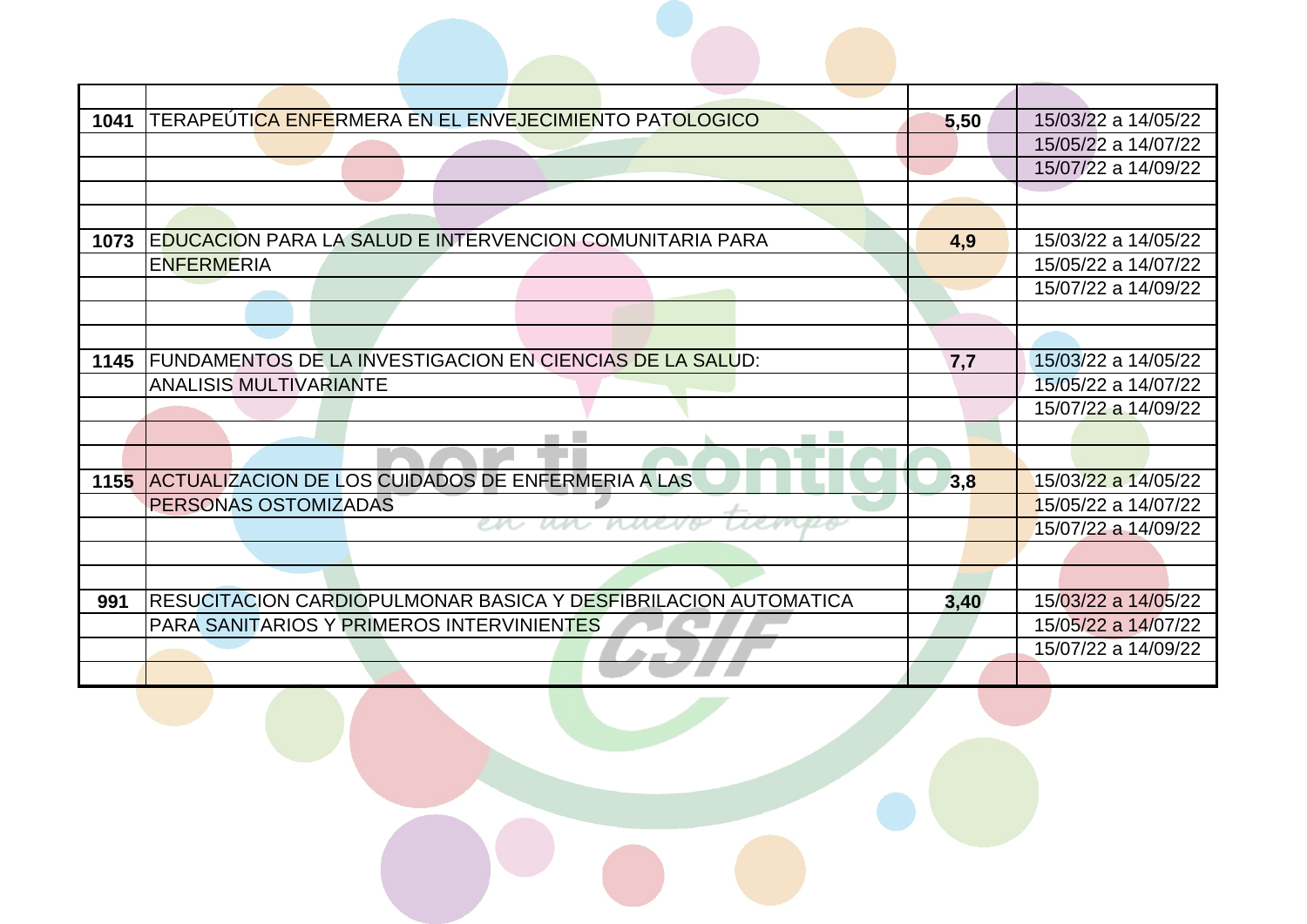| | | | |
|---|---|---|---|
| 1041 | TERAPEÚTICA ENFERMERA EN EL ENVEJECIMIENTO PATOLOGICO | 5,50 | 15/03/22 a 14/05/22 |
| | | | 15/05/22 a 14/07/22 |
| | | | 15/07/22 a 14/09/22 |
| | | | |
| | | | |
| 1073 | EDUCACION PARA LA SALUD E INTERVENCION COMUNITARIA PARA | 4,9 | 15/03/22 a 14/05/22 |
| | ENFERMERIA | | 15/05/22 a 14/07/22 |
| | | | 15/07/22 a 14/09/22 |
| | | | |
| | | | |
| 1145 | FUNDAMENTOS DE LA INVESTIGACION EN CIENCIAS DE LA SALUD: | 7,7 | 15/03/22 a 14/05/22 |
| | ANALISIS MULTIVARIANTE | | 15/05/22 a 14/07/22 |
| | | | 15/07/22 a 14/09/22 |
| | | | |
| | | | |
| 1155 | ACTUALIZACION DE LOS CUIDADOS DE ENFERMERIA A LAS | 3,8 | 15/03/22 a 14/05/22 |
| | PERSONAS OSTOMIZADAS | | 15/05/22 a 14/07/22 |
| | | | 15/07/22 a 14/09/22 |
| | | | |
| | | | |
| 991 | RESUCITACION CARDIOPULMONAR BASICA Y DESFIBRILACION AUTOMATICA | 3,40 | 15/03/22 a 14/05/22 |
| | PARA SANITARIOS Y PRIMEROS INTERVINIENTES | | 15/05/22 a 14/07/22 |
| | | | 15/07/22 a 14/09/22 |
| | | | |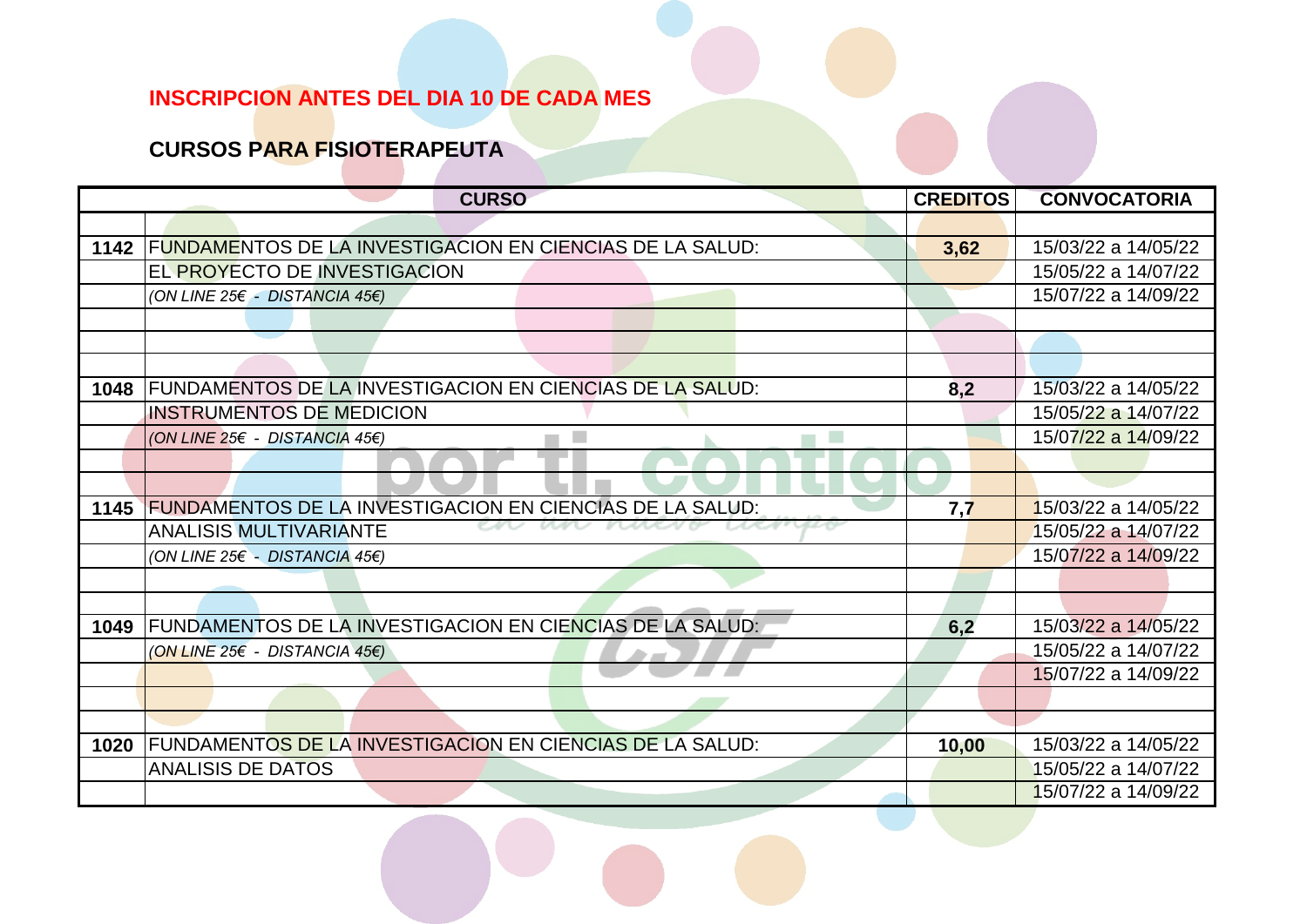**INSCRIPCION ANTES DEL DIA 10 DE CADA MES**

**CURSOS PARA FISIOTERAPEUTA**

| | CURSO | CREDITOS | CONVOCATORIA |
|---|---|---|---|
| | | | |
| **1142** | FUNDAMENTOS DE LA INVESTIGACION EN CIENCIAS DE LA SALUD: | **3,62** | 15/03/22 a 14/05/22 |
| | EL PROYECTO DE INVESTIGACION | | 15/05/22 a 14/07/22 |
| | *(ON LINE 25€ - DISTANCIA 45€)* | | 15/07/22 a 14/09/22 |
| | | | |
| | | | |
| | | | |
| **1048** | FUNDAMENTOS DE LA INVESTIGACION EN CIENCIAS DE LA SALUD: | **8,2** | 15/03/22 a 14/05/22 |
| | INSTRUMENTOS DE MEDICION | | 15/05/22 a 14/07/22 |
| | *(ON LINE 25€ - DISTANCIA 45€)* | | 15/07/22 a 14/09/22 |
| | | | |
| | | | |
| **1145** | FUNDAMENTOS DE LA INVESTIGACION EN CIENCIAS DE LA SALUD: | **7,7** | 15/03/22 a 14/05/22 |
| | ANALISIS MULTIVARIANTE | | 15/05/22 a 14/07/22 |
| | *(ON LINE 25€ - DISTANCIA 45€)* | | 15/07/22 a 14/09/22 |
| | | | |
| | | | |
| **1049** | FUNDAMENTOS DE LA INVESTIGACION EN CIENCIAS DE LA SALUD: | **6,2** | 15/03/22 a 14/05/22 |
| | *(ON LINE 25€ - DISTANCIA 45€)* | | 15/05/22 a 14/07/22 |
| | | | 15/07/22 a 14/09/22 |
| | | | |
| | | | |
| **1020** | FUNDAMENTOS DE LA INVESTIGACION EN CIENCIAS DE LA SALUD: | **10,00** | 15/03/22 a 14/05/22 |
| | ANALISIS DE DATOS | | 15/05/22 a 14/07/22 |
| | | | 15/07/22 a 14/09/22 |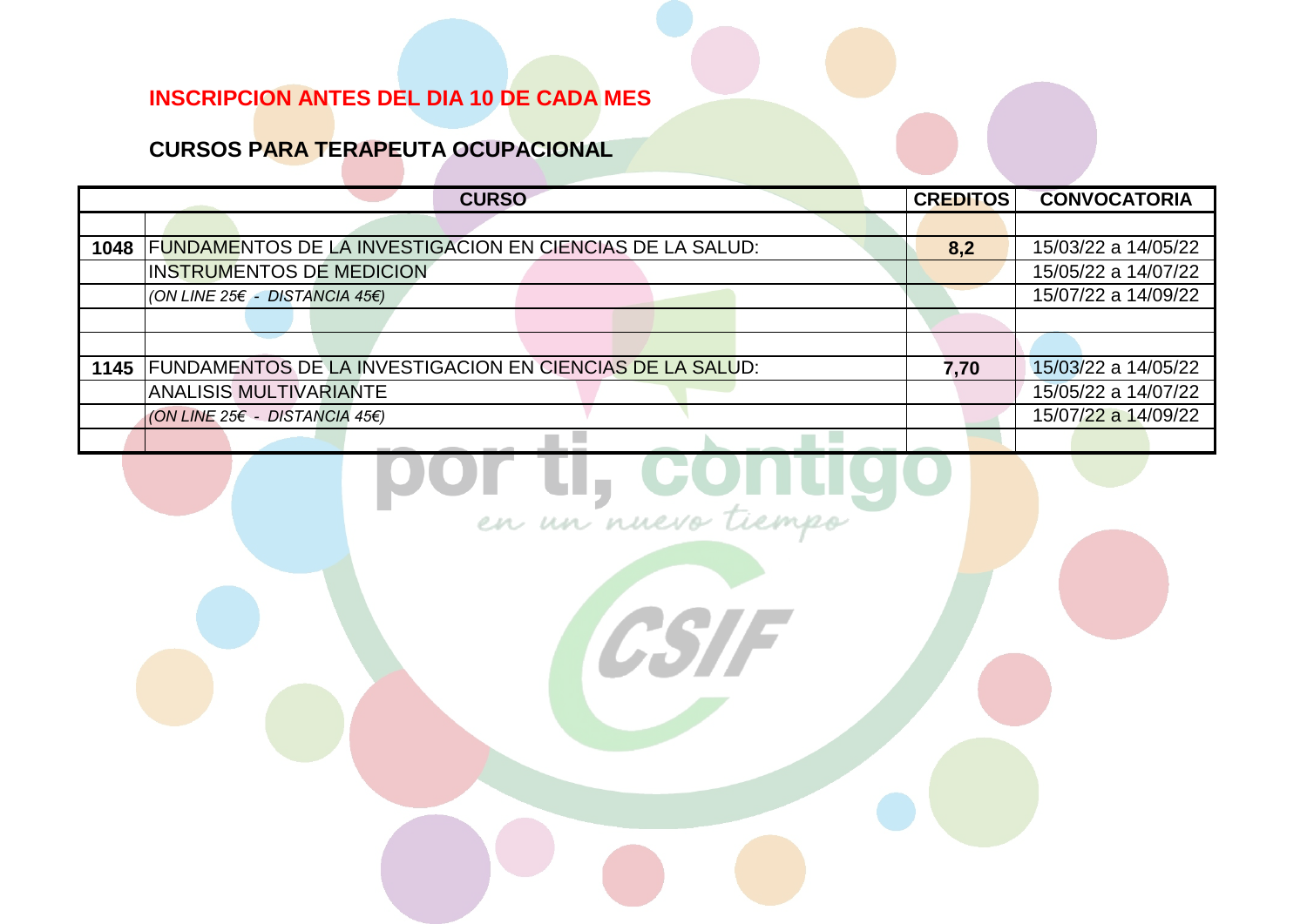**INSCRIPCION ANTES DEL DIA 10 DE CADA MES**

**CURSOS PARA TERAPEUTA OCUPACIONAL**

| | CURSO | CREDITOS | CONVOCATORIA |
|---|---|---|---|
| | | | |
| **1048** | FUNDAMENTOS DE LA INVESTIGACION EN CIENCIAS DE LA SALUD: | **8,2** | 15/03/22 a 14/05/22 |
| | INSTRUMENTOS DE MEDICION | | 15/05/22 a 14/07/22 |
| | *(ON LINE 25€ - DISTANCIA 45€)* | | 15/07/22 a 14/09/22 |
| | | | |
| | | | |
| **1145** | FUNDAMENTOS DE LA INVESTIGACION EN CIENCIAS DE LA SALUD: | **7,70** | 15/03/22 a 14/05/22 |
| | ANALISIS MULTIVARIANTE | | 15/05/22 a 14/07/22 |
| | *(ON LINE 25€ - DISTANCIA 45€)* | | 15/07/22 a 14/09/22 |
| | | | |

por ti, contigo
en un nuevo tiempo

CSIF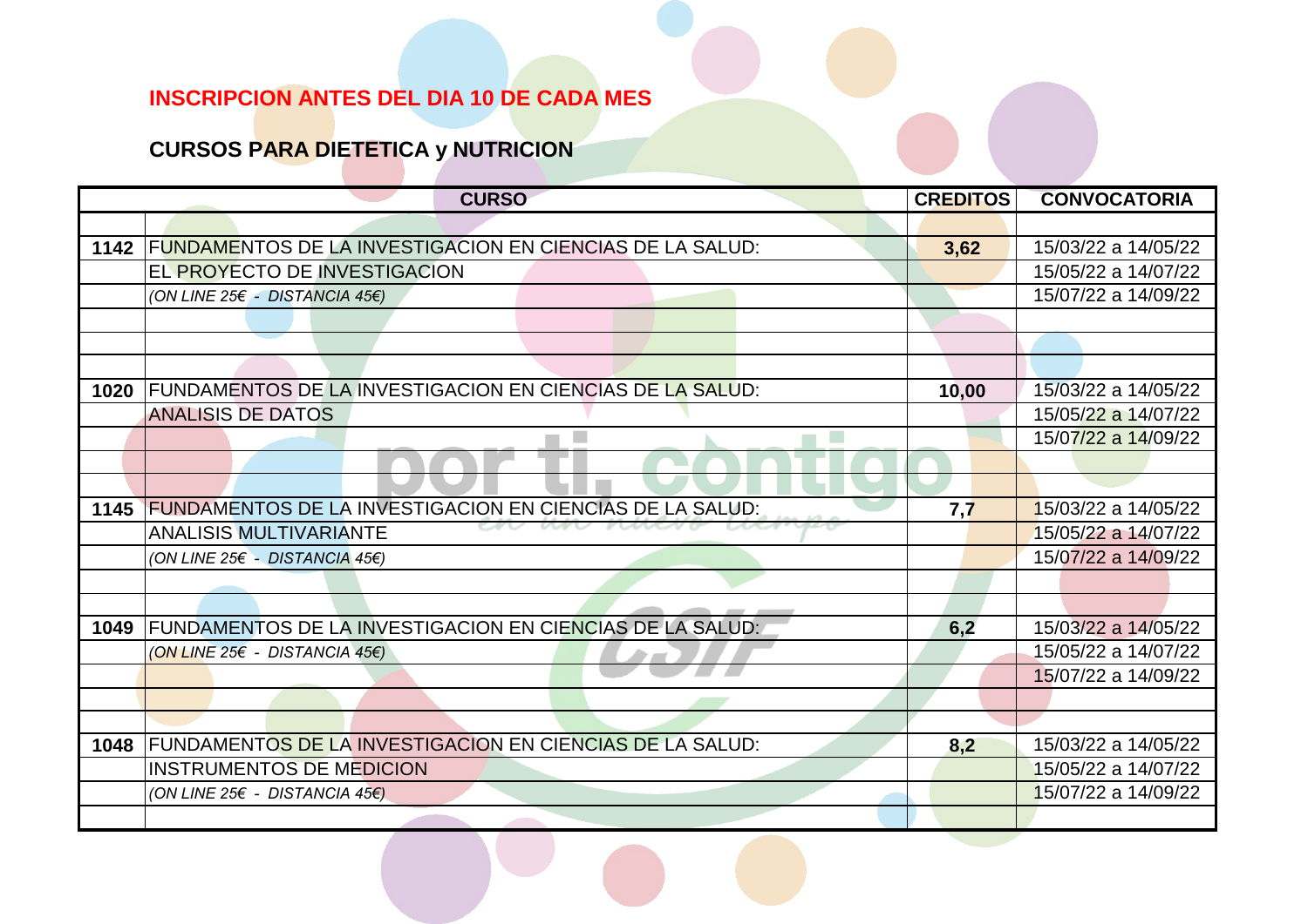**INSCRIPCION ANTES DEL DIA 10 DE CADA MES**

## CURSOS PARA DIETETICA y NUTRICION

| | CURSO | CREDITOS | CONVOCATORIA |
|---|---|---|---|
| | | | |
| **1142** | FUNDAMENTOS DE LA INVESTIGACION EN CIENCIAS DE LA SALUD: | **3,62** | 15/03/22 a 14/05/22 |
| | EL PROYECTO DE INVESTIGACION | | 15/05/22 a 14/07/22 |
| | *(ON LINE 25€ - DISTANCIA 45€)* | | 15/07/22 a 14/09/22 |
| | | | |
| | | | |
| | | | |
| **1020** | FUNDAMENTOS DE LA INVESTIGACION EN CIENCIAS DE LA SALUD: | **10,00** | 15/03/22 a 14/05/22 |
| | ANALISIS DE DATOS | | 15/05/22 a 14/07/22 |
| | | | 15/07/22 a 14/09/22 |
| | | | |
| | | | |
| **1145** | FUNDAMENTOS DE LA INVESTIGACION EN CIENCIAS DE LA SALUD: | **7,7** | 15/03/22 a 14/05/22 |
| | ANALISIS MULTIVARIANTE | | 15/05/22 a 14/07/22 |
| | *(ON LINE 25€ - DISTANCIA 45€)* | | 15/07/22 a 14/09/22 |
| | | | |
| | | | |
| **1049** | FUNDAMENTOS DE LA INVESTIGACION EN CIENCIAS DE LA SALUD: | **6,2** | 15/03/22 a 14/05/22 |
| | *(ON LINE 25€ - DISTANCIA 45€)* | | 15/05/22 a 14/07/22 |
| | | | 15/07/22 a 14/09/22 |
| | | | |
| | | | |
| **1048** | FUNDAMENTOS DE LA INVESTIGACION EN CIENCIAS DE LA SALUD: | **8,2** | 15/03/22 a 14/05/22 |
| | INSTRUMENTOS DE MEDICION | | 15/05/22 a 14/07/22 |
| | *(ON LINE 25€ - DISTANCIA 45€)* | | 15/07/22 a 14/09/22 |
| | | | |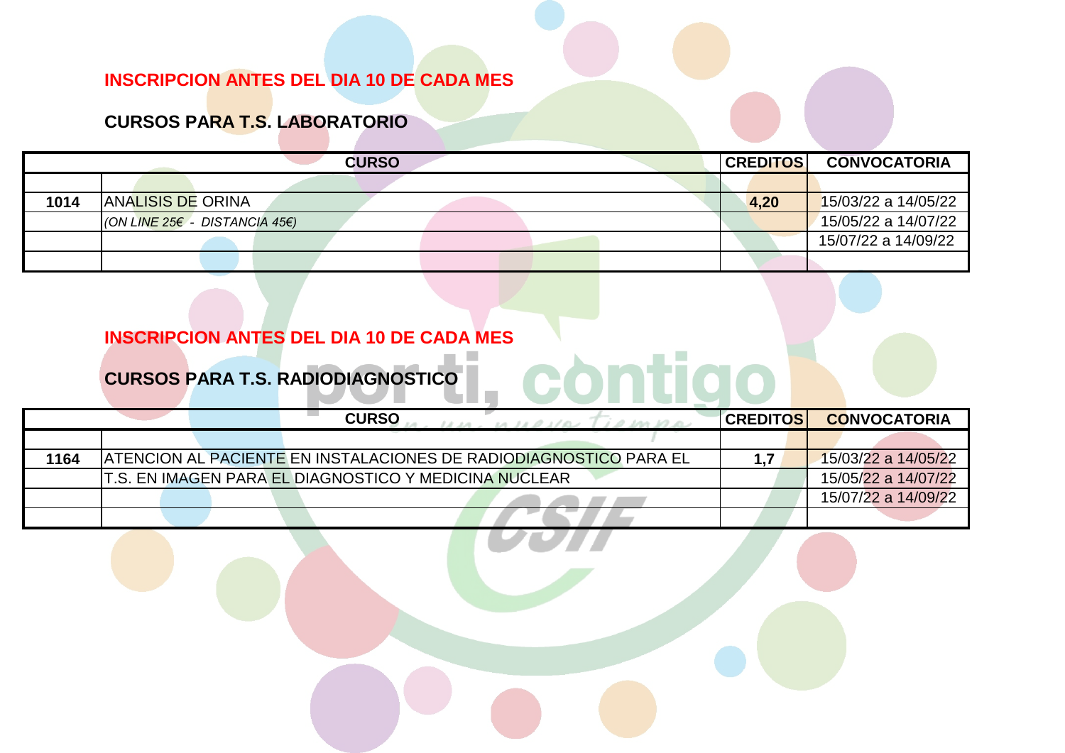**INSCRIPCION ANTES DEL DIA 10 DE CADA MES**

**CURSOS PARA T.S. LABORATORIO**

| | CURSO | CREDITOS | CONVOCATORIA |
|---|---|---|---|
| | | | |
| **1014** | ANALISIS DE ORINA | **4,20** | 15/03/22 a 14/05/22 |
| | *(ON LINE 25€ - DISTANCIA 45€)* | | 15/05/22 a 14/07/22 |
| | | | 15/07/22 a 14/09/22 |
| | | | |

**INSCRIPCION ANTES DEL DIA 10 DE CADA MES**

**CURSOS PARA T.S. RADIODIAGNOSTICO**

| | CURSO | CREDITOS | CONVOCATORIA |
|---|---|---|---|
| | | | |
| **1164** | ATENCION AL PACIENTE EN INSTALACIONES DE RADIODIAGNOSTICO PARA EL | **1,7** | 15/03/22 a 14/05/22 |
| | T.S. EN IMAGEN PARA EL DIAGNOSTICO Y MEDICINA NUCLEAR | | 15/05/22 a 14/07/22 |
| | | | 15/07/22 a 14/09/22 |
| | | | |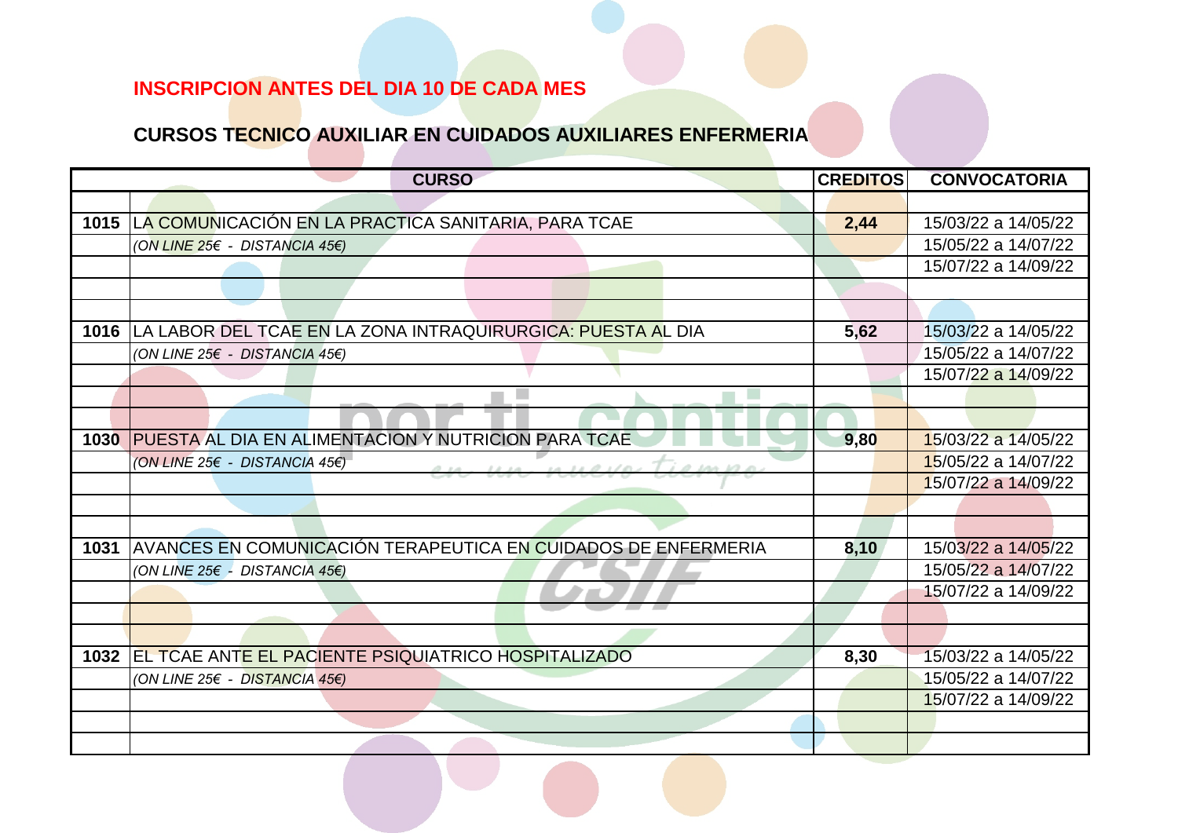**INSCRIPCION ANTES DEL DIA 10 DE CADA MES**

**CURSOS TECNICO AUXILIAR EN CUIDADOS AUXILIARES ENFERMERIA**

| | CURSO | CREDITOS | CONVOCATORIA |
|---|---|---|---|
| | | | |
| **1015** | LA COMUNICACIÓN EN LA PRACTICA SANITARIA, PARA TCAE | **2,44** | 15/03/22 a 14/05/22 |
| | *(ON LINE 25€ - DISTANCIA 45€)* | | 15/05/22 a 14/07/22 |
| | | | 15/07/22 a 14/09/22 |
| | | | |
| | | | |
| **1016** | LA LABOR DEL TCAE EN LA ZONA INTRAQUIRURGICA: PUESTA AL DIA | **5,62** | 15/03/22 a 14/05/22 |
| | *(ON LINE 25€ - DISTANCIA 45€)* | | 15/05/22 a 14/07/22 |
| | | | 15/07/22 a 14/09/22 |
| | | | |
| | | | |
| **1030** | PUESTA AL DIA EN ALIMENTACION Y NUTRICION PARA TCAE | **9,80** | 15/03/22 a 14/05/22 |
| | *(ON LINE 25€ - DISTANCIA 45€)* | | 15/05/22 a 14/07/22 |
| | | | 15/07/22 a 14/09/22 |
| | | | |
| | | | |
| **1031** | AVANCES EN COMUNICACIÓN TERAPEUTICA EN CUIDADOS DE ENFERMERIA | **8,10** | 15/03/22 a 14/05/22 |
| | *(ON LINE 25€ - DISTANCIA 45€)* | | 15/05/22 a 14/07/22 |
| | | | 15/07/22 a 14/09/22 |
| | | | |
| | | | |
| **1032** | EL TCAE ANTE EL PACIENTE PSIQUIATRICO HOSPITALIZADO | **8,30** | 15/03/22 a 14/05/22 |
| | *(ON LINE 25€ - DISTANCIA 45€)* | | 15/05/22 a 14/07/22 |
| | | | 15/07/22 a 14/09/22 |
| | | | |
| | | | |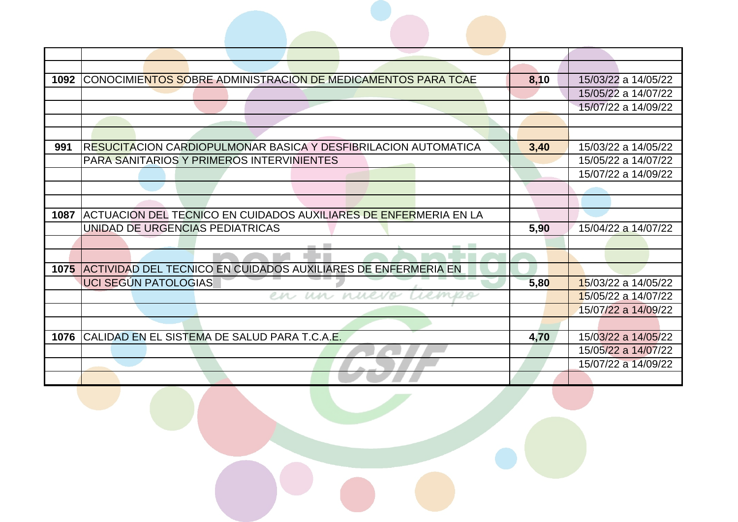| | | | |
|---|---|---|---|
| | | | |
| 1092 | CONOCIMIENTOS SOBRE ADMINISTRACION DE MEDICAMENTOS PARA TCAE | 8,10 | 15/03/22 a 14/05/22 |
| | | | 15/05/22 a 14/07/22 |
| | | | 15/07/22 a 14/09/22 |
| | | | |
| | | | |
| 991 | RESUCITACION CARDIOPULMONAR BASICA Y DESFIBRILACION AUTOMATICA | 3,40 | 15/03/22 a 14/05/22 |
| | PARA SANITARIOS Y PRIMEROS INTERVINIENTES | | 15/05/22 a 14/07/22 |
| | | | 15/07/22 a 14/09/22 |
| | | | |
| | | | |
| 1087 | ACTUACION DEL TECNICO EN CUIDADOS AUXILIARES DE ENFERMERIA EN LA | | |
| | UNIDAD DE URGENCIAS PEDIATRICAS | 5,90 | 15/04/22 a 14/07/22 |
| | | | |
| | | | |
| 1075 | ACTIVIDAD DEL TECNICO EN CUIDADOS AUXILIARES DE ENFERMERIA EN | | |
| | UCI SEGÚN PATOLOGIAS | 5,80 | 15/03/22 a 14/05/22 |
| | | | 15/05/22 a 14/07/22 |
| | | | 15/07/22 a 14/09/22 |
| | | | |
| 1076 | CALIDAD EN EL SISTEMA DE SALUD PARA T.C.A.E. | 4,70 | 15/03/22 a 14/05/22 |
| | | | 15/05/22 a 14/07/22 |
| | | | 15/07/22 a 14/09/22 |
| | | | |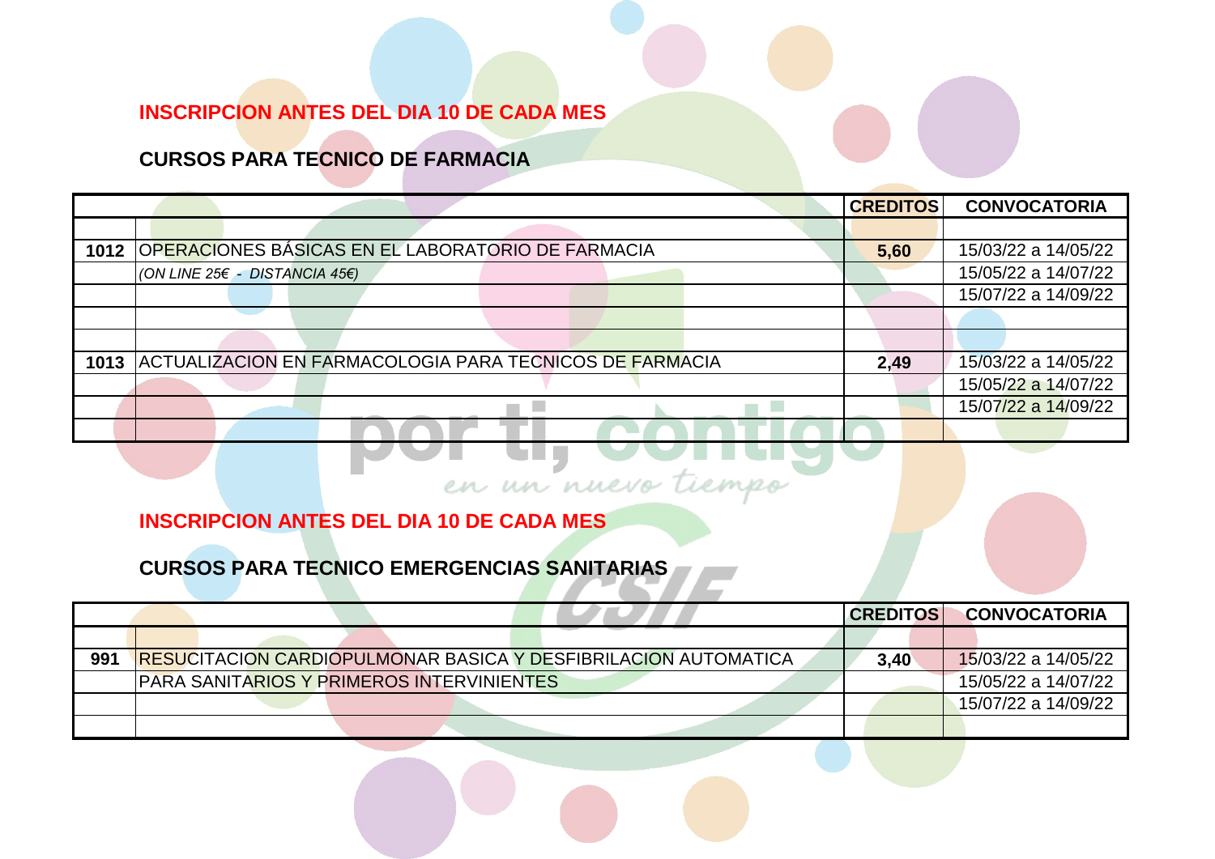**INSCRIPCION ANTES DEL DIA 10 DE CADA MES**

**CURSOS PARA TECNICO DE FARMACIA**

| | | CREDITOS | CONVOCATORIA |
|---|---|---|---|
| | | | |
| **1012** | OPERACIONES BÁSICAS EN EL LABORATORIO DE FARMACIA | **5,60** | 15/03/22 a 14/05/22 |
| | *(ON LINE 25€ - DISTANCIA 45€)* | | 15/05/22 a 14/07/22 |
| | | | 15/07/22 a 14/09/22 |
| | | | |
| | | | |
| **1013** | ACTUALIZACION EN FARMACOLOGIA PARA TECNICOS DE FARMACIA | **2,49** | 15/03/22 a 14/05/22 |
| | | | 15/05/22 a 14/07/22 |
| | | | 15/07/22 a 14/09/22 |
| | | | |

**INSCRIPCION ANTES DEL DIA 10 DE CADA MES**

**CURSOS PARA TECNICO EMERGENCIAS SANITARIAS**

| | | CREDITOS | CONVOCATORIA |
|---|---|---|---|
| | | | |
| **991** | RESUCITACION CARDIOPULMONAR BASICA Y DESFIBRILACION AUTOMATICA PARA SANITARIOS Y PRIMEROS INTERVINIENTES | **3,40** | 15/03/22 a 14/05/22 |
| | | | 15/05/22 a 14/07/22 |
| | | | 15/07/22 a 14/09/22 |
| | | | |